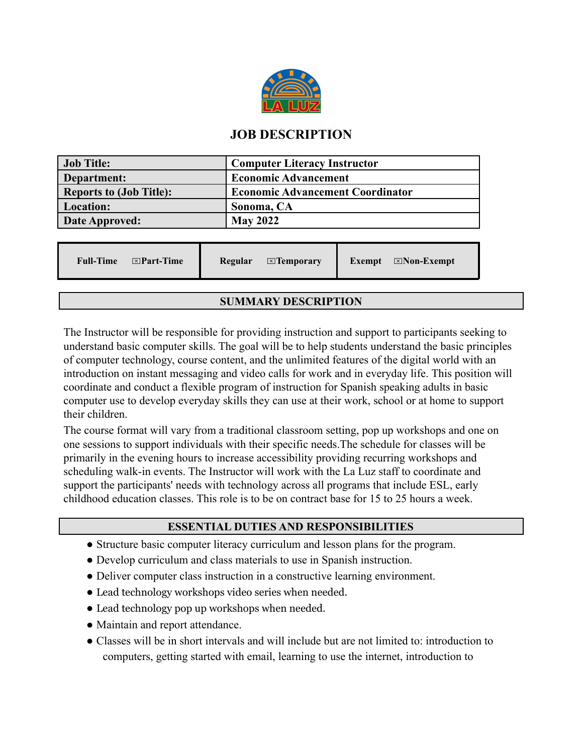LA LUZ

# JOB DESCRIPTION

| Job Title: | Computer Literacy Instructor |
|---|---|
| Department: | Economic Advancement |
| Reports to (Job Title): | Economic Advancement Coordinator |
| Location: | Sonoma, CA |
| Date Approved: | May 2022 |

| | | |
|---|---|---|
| Full-Time ☒Part-Time | Regular ☒Temporary | Exempt ☒Non-Exempt |

## SUMMARY DESCRIPTION

The Instructor will be responsible for providing instruction and support to participants seeking to understand basic computer skills. The goal will be to help students understand the basic principles of computer technology, course content, and the unlimited features of the digital world with an introduction on instant messaging and video calls for work and in everyday life. This position will coordinate and conduct a flexible program of instruction for Spanish speaking adults in basic computer use to develop everyday skills they can use at their work, school or at home to support their children.

The course format will vary from a traditional classroom setting, pop up workshops and one on one sessions to support individuals with their specific needs.The schedule for classes will be primarily in the evening hours to increase accessibility providing recurring workshops and scheduling walk-in events. The Instructor will work with the La Luz staff to coordinate and support the participants' needs with technology across all programs that include ESL, early childhood education classes. This role is to be on contract base for 15 to 25 hours a week.

## ESSENTIAL DUTIES AND RESPONSIBILITIES

- Structure basic computer literacy curriculum and lesson plans for the program.
- Develop curriculum and class materials to use in Spanish instruction.
- Deliver computer class instruction in a constructive learning environment.
- Lead technology workshops video series when needed.
- Lead technology pop up workshops when needed.
- Maintain and report attendance.
- Classes will be in short intervals and will include but are not limited to: introduction to computers, getting started with email, learning to use the internet, introduction to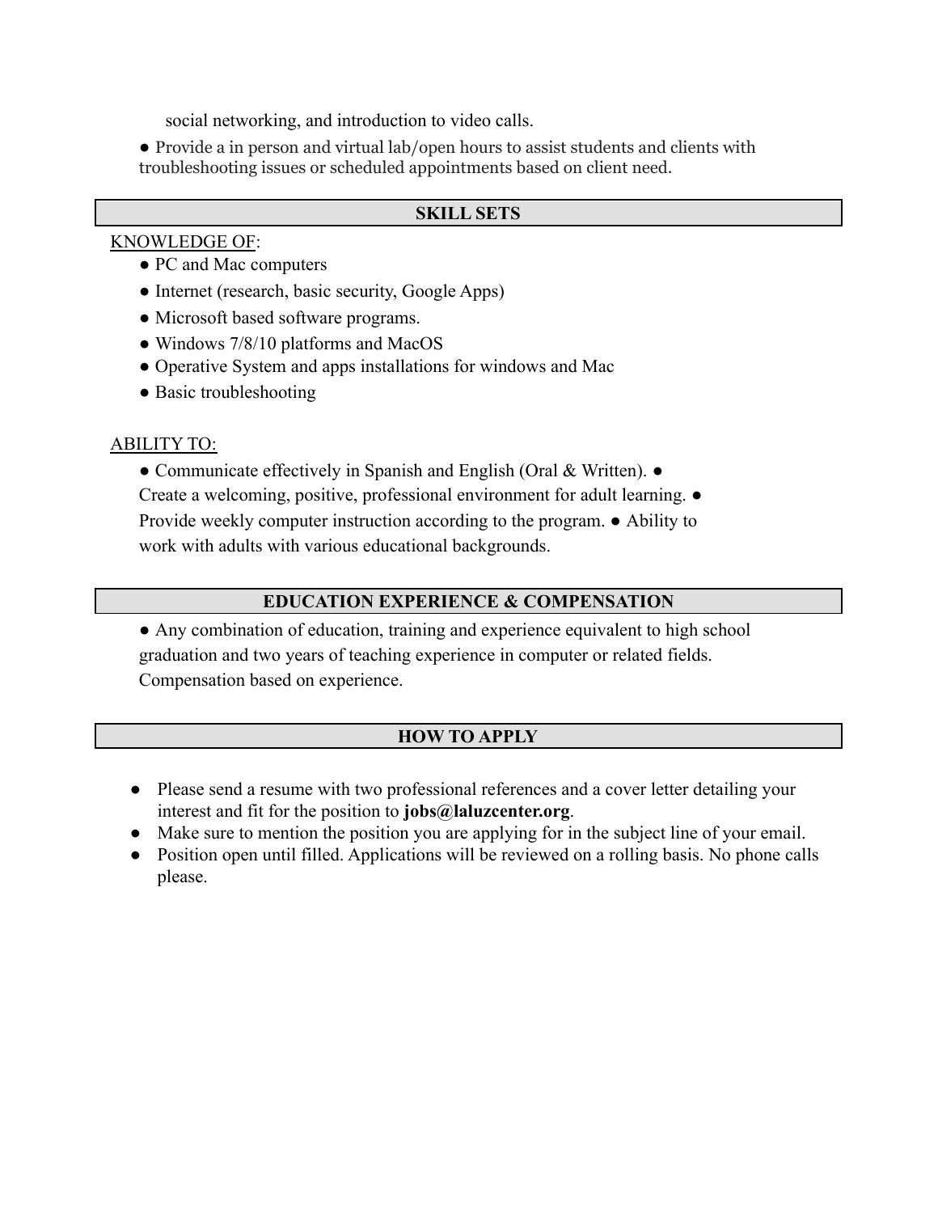social networking, and introduction to video calls.

- Provide a in person and virtual lab/open hours to assist students and clients with troubleshooting issues or scheduled appointments based on client need.

## SKILL SETS

KNOWLEDGE OF:

- PC and Mac computers
- Internet (research, basic security, Google Apps)
- Microsoft based software programs.
- Windows 7/8/10 platforms and MacOS
- Operative System and apps installations for windows and Mac
- Basic troubleshooting

ABILITY TO:

- Communicate effectively in Spanish and English (Oral & Written).
- Create a welcoming, positive, professional environment for adult learning.
- Provide weekly computer instruction according to the program.
- Ability to work with adults with various educational backgrounds.

## EDUCATION EXPERIENCE & COMPENSATION

- Any combination of education, training and experience equivalent to high school graduation and two years of teaching experience in computer or related fields. Compensation based on experience.

## HOW TO APPLY

- Please send a resume with two professional references and a cover letter detailing your interest and fit for the position to **jobs@laluzcenter.org**.
- Make sure to mention the position you are applying for in the subject line of your email.
- Position open until filled. Applications will be reviewed on a rolling basis. No phone calls please.